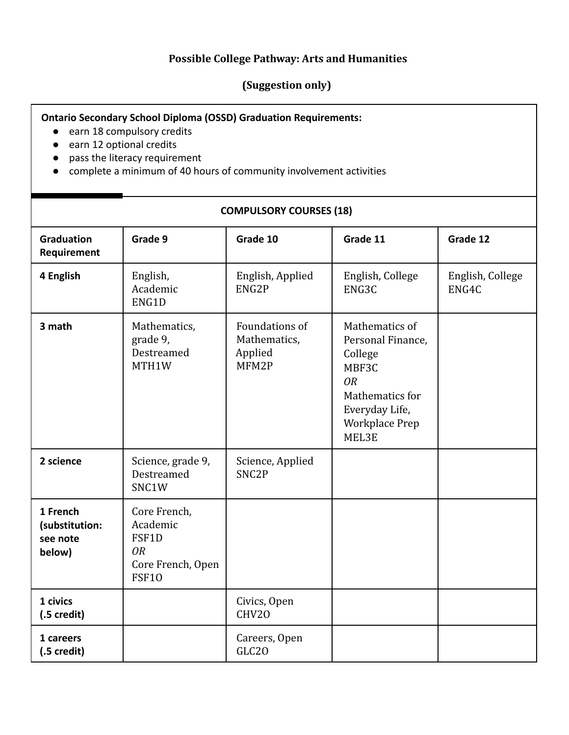# Possible College Pathway: Arts and Humanities

## (Suggestion only)

**Ontario Secondary School Diploma (OSSD) Graduation Requirements:**

- earn 18 compulsory credits
- earn 12 optional credits
- pass the literacy requirement
- complete a minimum of 40 hours of community involvement activities

| COMPULSORY COURSES (18) | | | | |
|---|---|---|---|---|
| **Graduation Requirement** | **Grade 9** | **Grade 10** | **Grade 11** | **Grade 12** |
| **4 English** | English, Academic ENG1D | English, Applied ENG2P | English, College ENG3C | English, College ENG4C |
| **3 math** | Mathematics, grade 9, Destreamed MTH1W | Foundations of Mathematics, Applied MFM2P | Mathematics of Personal Finance, College MBF3C *OR* Mathematics for Everyday Life, Workplace Prep MEL3E | |
| **2 science** | Science, grade 9, Destreamed SNC1W | Science, Applied SNC2P | | |
| **1 French (substitution: see note below)** | Core French, Academic FSF1D *OR* Core French, Open FSF1O | | | |
| **1 civics (.5 credit)** | | Civics, Open CHV2O | | |
| **1 careers (.5 credit)** | | Careers, Open GLC2O | | |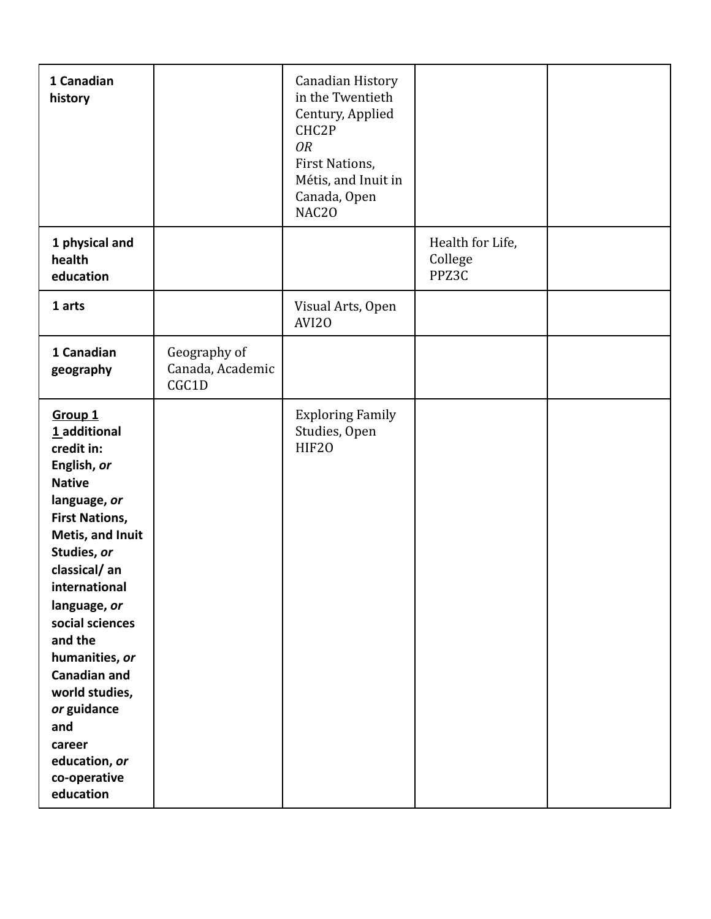| | | | | |
|---|---|---|---|---|
| **1 Canadian history** | | Canadian History in the Twentieth Century, Applied CHC2P *OR* First Nations, Métis, and Inuit in Canada, Open NAC2O | | |
| **1 physical and health education** | | | Health for Life, College PPZ3C | |
| **1 arts** | | Visual Arts, Open AVI2O | | |
| **1 Canadian geography** | Geography of Canada, Academic CGC1D | | | |
| **Group 1** **1 additional credit in: English, *or* Native language, *or* First Nations, Metis, and Inuit Studies, *or* classical/ an international language, *or* social sciences and the humanities, *or* Canadian and world studies, *or* guidance and career education, *or* co-operative education** | | Exploring Family Studies, Open HIF2O | | |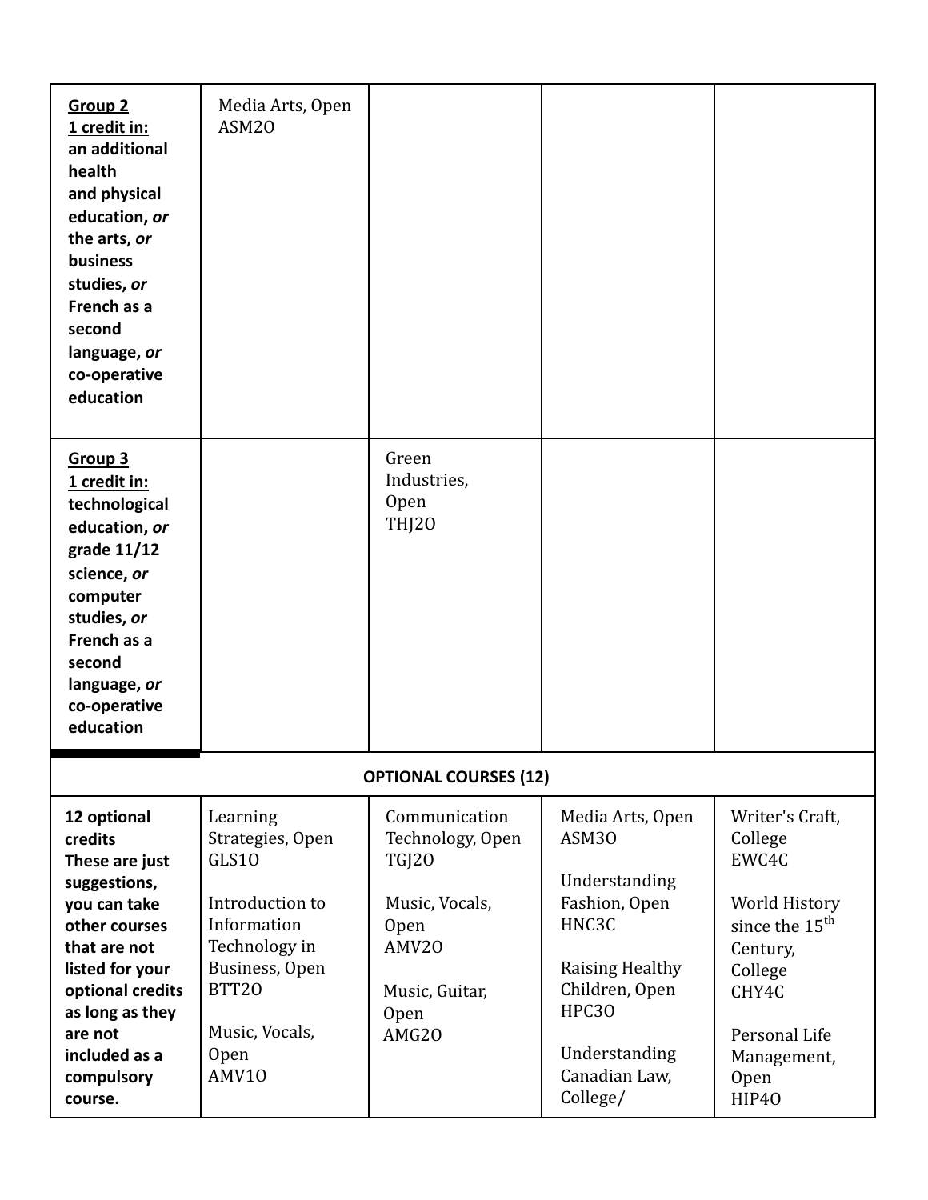| | | | | |
|---|---|---|---|---|
| **Group 2**<br>**1 credit in:**<br>**an additional health and physical education, *or* the arts, *or* business studies, *or* French as a second language, *or* co-operative education** | Media Arts, Open<br>ASM2O | | | |
| **Group 3**<br>**1 credit in:**<br>**technological education, *or* grade 11/12 science, *or* computer studies, *or* French as a second language, *or* co-operative education** | | Green Industries, Open<br>THJ2O | | |
| **OPTIONAL COURSES (12)** | | | | |
| **12 optional credits**<br>**These are just suggestions, you can take other courses that are not listed for your optional credits as long as they are not included as a compulsory course.** | Learning Strategies, Open<br>GLS1O<br><br>Introduction to Information Technology in Business, Open<br>BTT2O<br><br>Music, Vocals, Open<br>AMV1O | Communication Technology, Open<br>TGJ2O<br><br>Music, Vocals, Open<br>AMV2O<br><br>Music, Guitar, Open<br>AMG2O | Media Arts, Open<br>ASM3O<br><br>Understanding Fashion, Open<br>HNC3C<br><br>Raising Healthy Children, Open<br>HPC3O<br><br>Understanding Canadian Law, College/ | Writer's Craft, College<br>EWC4C<br><br>World History since the 15th Century, College<br>CHY4C<br><br>Personal Life Management, Open<br>HIP4O |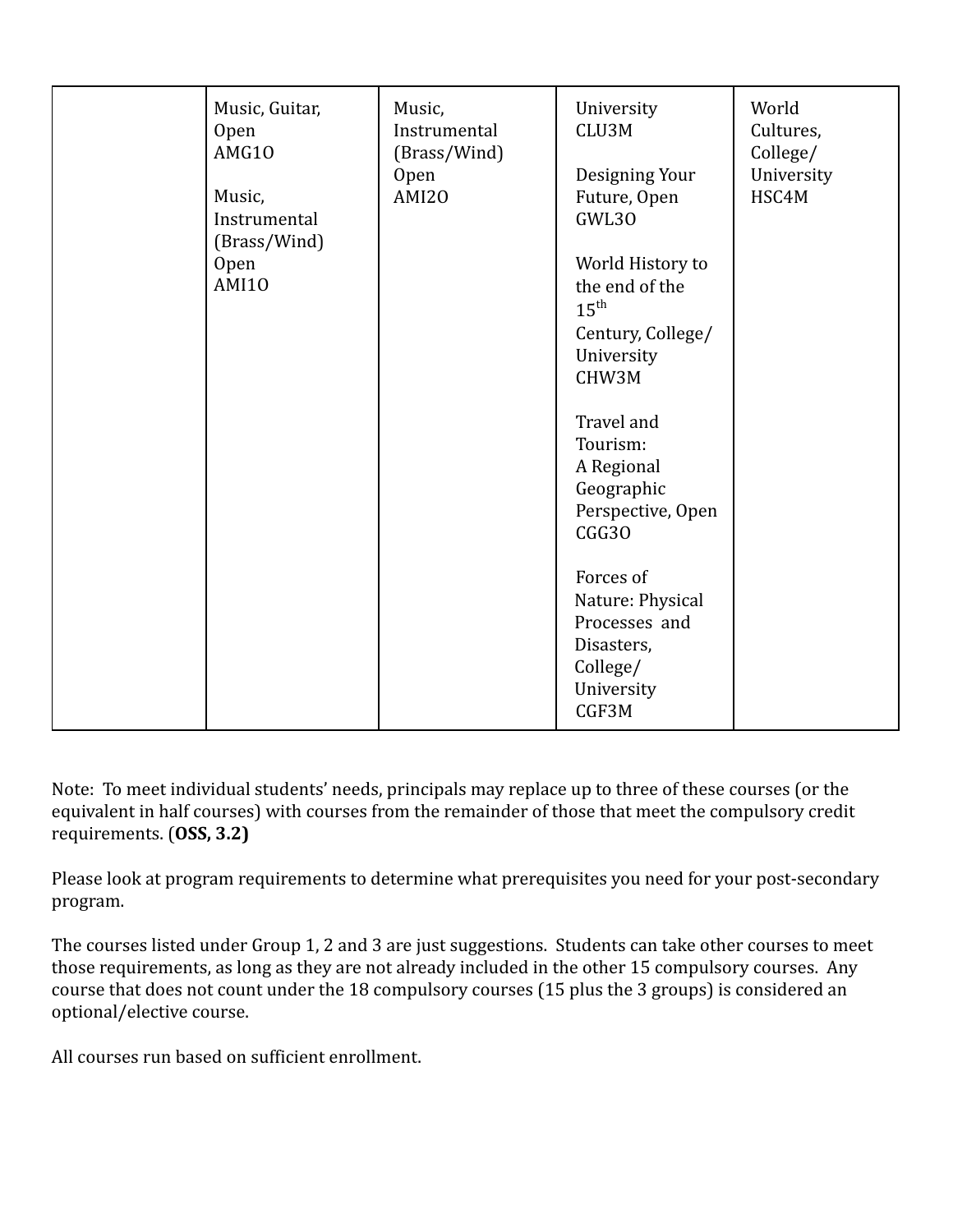| | | | | |
|---|---|---|---|---|
| | Music, Guitar, Open AMG1O<br><br>Music, Instrumental (Brass/Wind) Open AMI1O | Music, Instrumental (Brass/Wind) Open AMI2O | University CLU3M<br><br>Designing Your Future, Open GWL3O<br><br>World History to the end of the 15th Century, College/ University CHW3M<br><br>Travel and Tourism: A Regional Geographic Perspective, Open CGG3O<br><br>Forces of Nature: Physical Processes and Disasters, College/ University CGF3M | World Cultures, College/ University HSC4M |

Note: To meet individual students' needs, principals may replace up to three of these courses (or the equivalent in half courses) with courses from the remainder of those that meet the compulsory credit requirements. (**OSS, 3.2)**

Please look at program requirements to determine what prerequisites you need for your post-secondary program.

The courses listed under Group 1, 2 and 3 are just suggestions. Students can take other courses to meet those requirements, as long as they are not already included in the other 15 compulsory courses. Any course that does not count under the 18 compulsory courses (15 plus the 3 groups) is considered an optional/elective course.

All courses run based on sufficient enrollment.